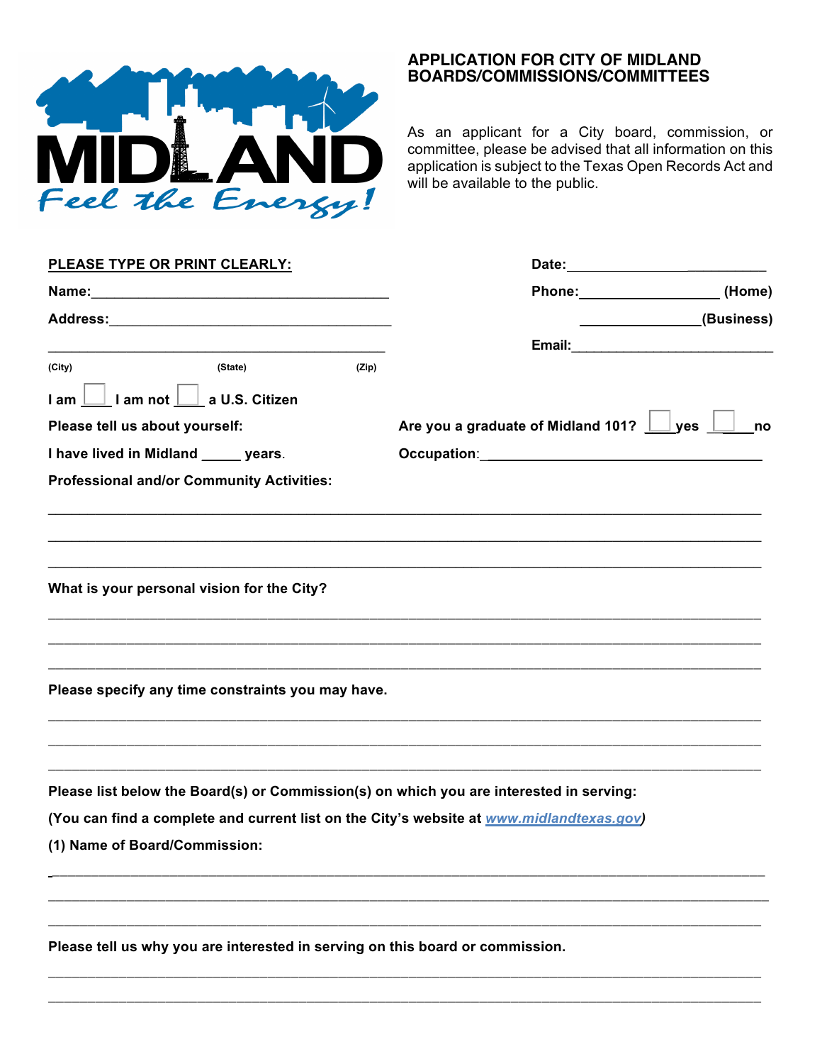MIDLAND

*Feel the Energy!*

## APPLICATION FOR CITY OF MIDLAND BOARDS/COMMISSIONS/COMMITTEES

As an applicant for a City board, commission, or committee, please be advised that all information on this application is subject to the Texas Open Records Act and will be available to the public.

**PLEASE TYPE OR PRINT CLEARLY:**

**Date:**_______________________

**Name:**_______________________________________

**Phone:**__________________ **(Home)**

**Address:**____________________________________

_______________ **(Business)**

_______________________________________________

**Email:**_________________________

(City) (State) (Zip)

**I am** ☐ **I am not** ☐ **a U.S. Citizen**

**Please tell us about yourself:**

**Are you a graduate of Midland 101?** ☐ **yes** ☐ **no**

**I have lived in Midland _____ years.**

**Occupation:**_________________________________

**Professional and/or Community Activities:**

_______________________________________________________________________________

_______________________________________________________________________________

_______________________________________________________________________________

**What is your personal vision for the City?**

_______________________________________________________________________________

_______________________________________________________________________________

_______________________________________________________________________________

**Please specify any time constraints you may have.**

_______________________________________________________________________________

_______________________________________________________________________________

_______________________________________________________________________________

**Please list below the Board(s) or Commission(s) on which you are interested in serving:**

**(You can find a complete and current list on the City's website at *www.midlandtexas.gov*)**

**(1) Name of Board/Commission:**

_______________________________________________________________________________

_______________________________________________________________________________

_______________________________________________________________________________

**Please tell us why you are interested in serving on this board or commission.**

_______________________________________________________________________________

_______________________________________________________________________________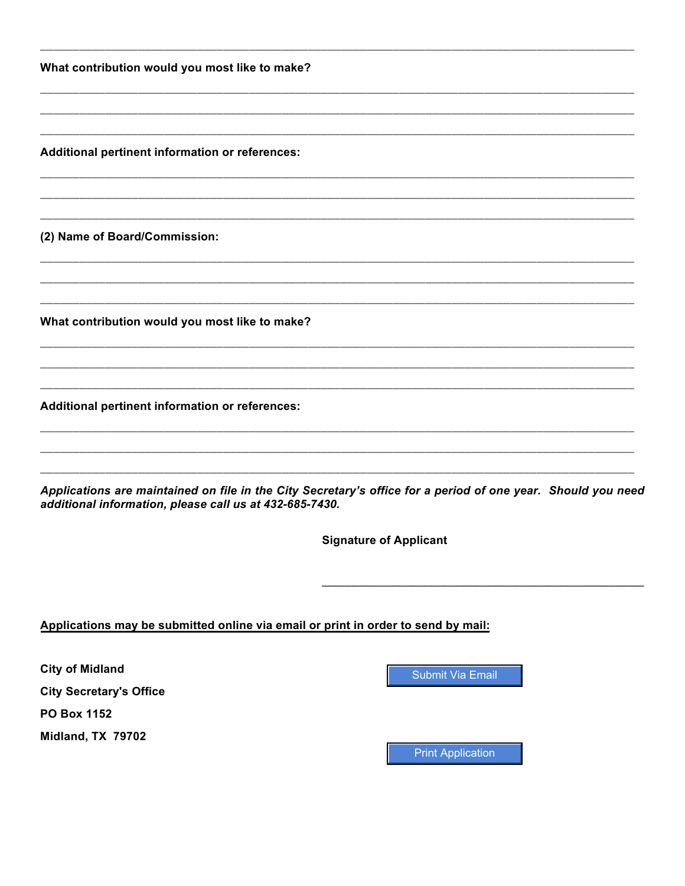**What contribution would you most like to make?**

**Additional pertinent information or references:**

**(2) Name of Board/Commission:**

**What contribution would you most like to make?**

**Additional pertinent information or references:**

***Applications are maintained on file in the City Secretary's office for a period of one year. Should you need additional information, please call us at 432-685-7430.***

**Signature of Applicant**

**<u>Applications may be submitted online via email or print in order to send by mail:</u>**

**City of Midland**

**City Secretary's Office**

**PO Box 1152**

**Midland, TX 79702**

Submit Via Email

Print Application